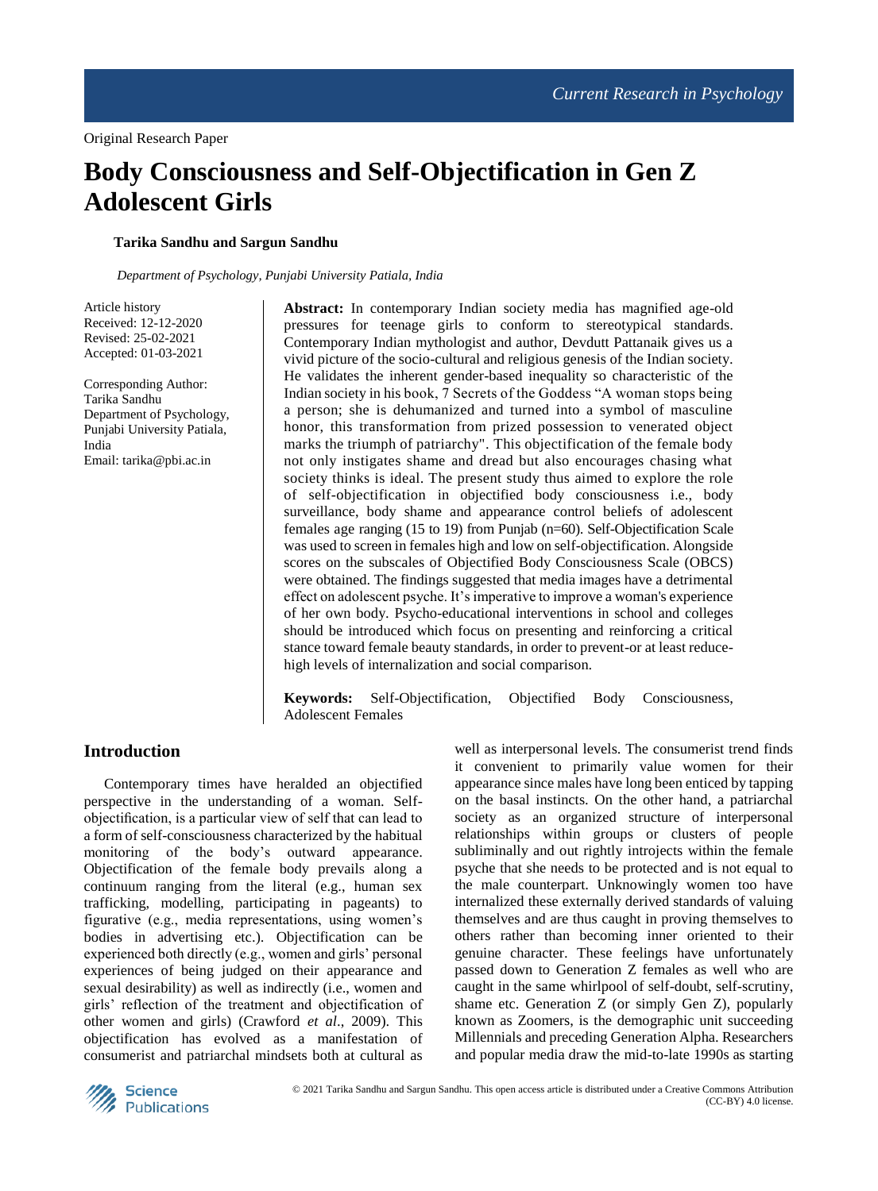Original Research Paper

# Body Consciousness and Self-Objectification in Gen Z Adolescent Girls

**Tarika Sandhu and Sargun Sandhu**

*Department of Psychology, Punjabi University Patiala, India*

Article history
Received: 12-12-2020
Revised: 25-02-2021
Accepted: 01-03-2021

Corresponding Author:
Tarika Sandhu
Department of Psychology, Punjabi University Patiala, India
Email: tarika@pbi.ac.in

**Abstract:** In contemporary Indian society media has magnified age-old pressures for teenage girls to conform to stereotypical standards. Contemporary Indian mythologist and author, Devdutt Pattanaik gives us a vivid picture of the socio-cultural and religious genesis of the Indian society. He validates the inherent gender-based inequality so characteristic of the Indian society in his book, 7 Secrets of the Goddess "A woman stops being a person; she is dehumanized and turned into a symbol of masculine honor, this transformation from prized possession to venerated object marks the triumph of patriarchy". This objectification of the female body not only instigates shame and dread but also encourages chasing what society thinks is ideal. The present study thus aimed to explore the role of self-objectification in objectified body consciousness i.e., body surveillance, body shame and appearance control beliefs of adolescent females age ranging (15 to 19) from Punjab (n=60). Self-Objectification Scale was used to screen in females high and low on self-objectification. Alongside scores on the subscales of Objectified Body Consciousness Scale (OBCS) were obtained. The findings suggested that media images have a detrimental effect on adolescent psyche. It's imperative to improve a woman's experience of her own body. Psycho-educational interventions in school and colleges should be introduced which focus on presenting and reinforcing a critical stance toward female beauty standards, in order to prevent-or at least reduce-high levels of internalization and social comparison.

**Keywords:** Self-Objectification, Objectified Body Consciousness, Adolescent Females

## Introduction

Contemporary times have heralded an objectified perspective in the understanding of a woman. Self-objectification, is a particular view of self that can lead to a form of self-consciousness characterized by the habitual monitoring of the body's outward appearance. Objectification of the female body prevails along a continuum ranging from the literal (e.g., human sex trafficking, modelling, participating in pageants) to figurative (e.g., media representations, using women's bodies in advertising etc.). Objectification can be experienced both directly (e.g., women and girls' personal experiences of being judged on their appearance and sexual desirability) as well as indirectly (i.e., women and girls' reflection of the treatment and objectification of other women and girls) (Crawford *et al*., 2009). This objectification has evolved as a manifestation of consumerist and patriarchal mindsets both at cultural as well as interpersonal levels. The consumerist trend finds it convenient to primarily value women for their appearance since males have long been enticed by tapping on the basal instincts. On the other hand, a patriarchal society as an organized structure of interpersonal relationships within groups or clusters of people subliminally and out rightly introjects within the female psyche that she needs to be protected and is not equal to the male counterpart. Unknowingly women too have internalized these externally derived standards of valuing themselves and are thus caught in proving themselves to others rather than becoming inner oriented to their genuine character. These feelings have unfortunately passed down to Generation Z females as well who are caught in the same whirlpool of self-doubt, self-scrutiny, shame etc. Generation Z (or simply Gen Z), popularly known as Zoomers, is the demographic unit succeeding Millennials and preceding Generation Alpha. Researchers and popular media draw the mid-to-late 1990s as starting

© 2021 Tarika Sandhu and Sargun Sandhu. This open access article is distributed under a Creative Commons Attribution (CC-BY) 4.0 license.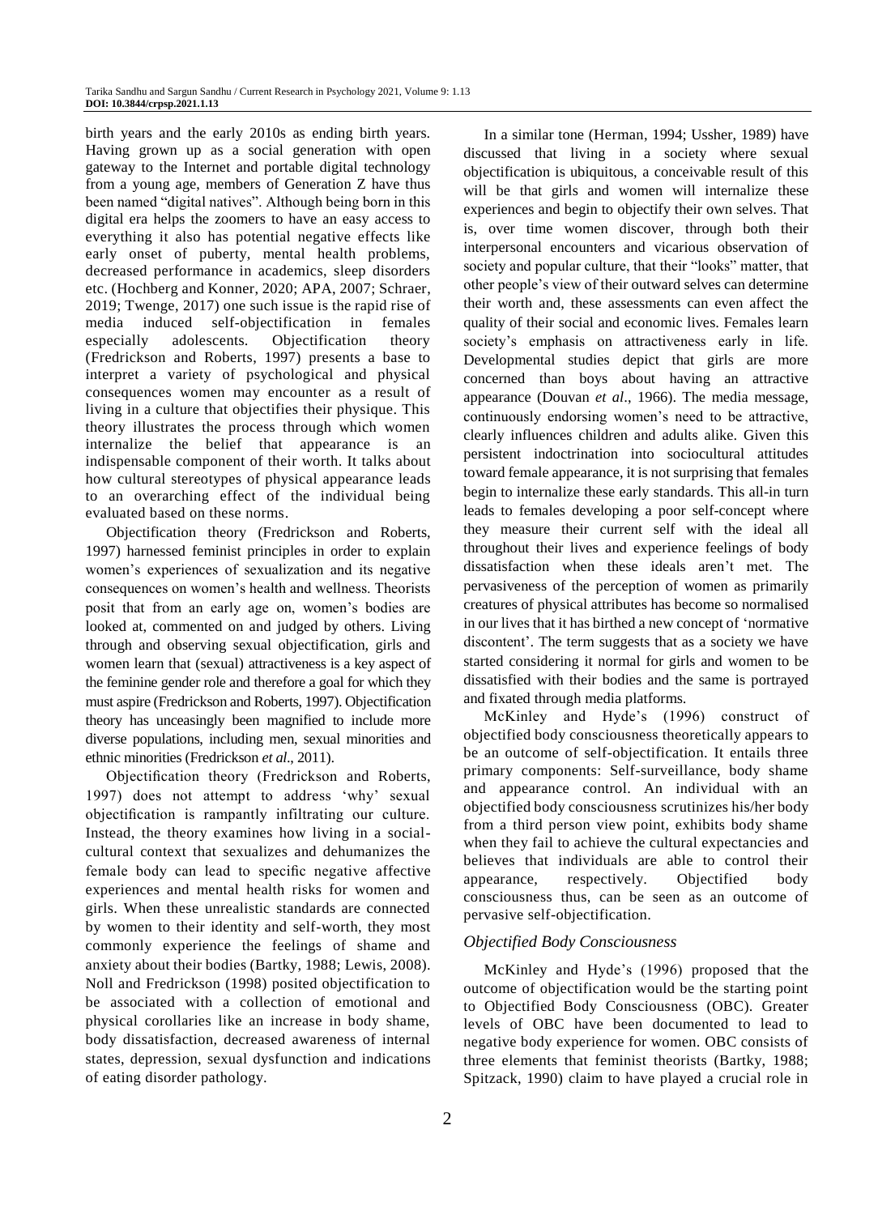birth years and the early 2010s as ending birth years. Having grown up as a social generation with open gateway to the Internet and portable digital technology from a young age, members of Generation Z have thus been named "digital natives". Although being born in this digital era helps the zoomers to have an easy access to everything it also has potential negative effects like early onset of puberty, mental health problems, decreased performance in academics, sleep disorders etc. (Hochberg and Konner, 2020; APA, 2007; Schraer, 2019; Twenge, 2017) one such issue is the rapid rise of media induced self-objectification in females especially adolescents. Objectification theory (Fredrickson and Roberts, 1997) presents a base to interpret a variety of psychological and physical consequences women may encounter as a result of living in a culture that objectifies their physique. This theory illustrates the process through which women internalize the belief that appearance is an indispensable component of their worth. It talks about how cultural stereotypes of physical appearance leads to an overarching effect of the individual being evaluated based on these norms.

Objectification theory (Fredrickson and Roberts, 1997) harnessed feminist principles in order to explain women's experiences of sexualization and its negative consequences on women's health and wellness. Theorists posit that from an early age on, women's bodies are looked at, commented on and judged by others. Living through and observing sexual objectification, girls and women learn that (sexual) attractiveness is a key aspect of the feminine gender role and therefore a goal for which they must aspire (Fredrickson and Roberts, 1997). Objectification theory has unceasingly been magnified to include more diverse populations, including men, sexual minorities and ethnic minorities (Fredrickson *et al*., 2011).

Objectification theory (Fredrickson and Roberts, 1997) does not attempt to address 'why' sexual objectification is rampantly infiltrating our culture. Instead, the theory examines how living in a social-cultural context that sexualizes and dehumanizes the female body can lead to specific negative affective experiences and mental health risks for women and girls. When these unrealistic standards are connected by women to their identity and self-worth, they most commonly experience the feelings of shame and anxiety about their bodies (Bartky, 1988; Lewis, 2008). Noll and Fredrickson (1998) posited objectification to be associated with a collection of emotional and physical corollaries like an increase in body shame, body dissatisfaction, decreased awareness of internal states, depression, sexual dysfunction and indications of eating disorder pathology.

In a similar tone (Herman, 1994; Ussher, 1989) have discussed that living in a society where sexual objectification is ubiquitous, a conceivable result of this will be that girls and women will internalize these experiences and begin to objectify their own selves. That is, over time women discover, through both their interpersonal encounters and vicarious observation of society and popular culture, that their "looks" matter, that other people's view of their outward selves can determine their worth and, these assessments can even affect the quality of their social and economic lives. Females learn society's emphasis on attractiveness early in life. Developmental studies depict that girls are more concerned than boys about having an attractive appearance (Douvan *et al*., 1966). The media message, continuously endorsing women's need to be attractive, clearly influences children and adults alike. Given this persistent indoctrination into sociocultural attitudes toward female appearance, it is not surprising that females begin to internalize these early standards. This all-in turn leads to females developing a poor self-concept where they measure their current self with the ideal all throughout their lives and experience feelings of body dissatisfaction when these ideals aren't met. The pervasiveness of the perception of women as primarily creatures of physical attributes has become so normalised in our lives that it has birthed a new concept of 'normative discontent'. The term suggests that as a society we have started considering it normal for girls and women to be dissatisfied with their bodies and the same is portrayed and fixated through media platforms.

McKinley and Hyde's (1996) construct of objectified body consciousness theoretically appears to be an outcome of self-objectification. It entails three primary components: Self-surveillance, body shame and appearance control. An individual with an objectified body consciousness scrutinizes his/her body from a third person view point, exhibits body shame when they fail to achieve the cultural expectancies and believes that individuals are able to control their appearance, respectively. Objectified body consciousness thus, can be seen as an outcome of pervasive self-objectification.

### *Objectified Body Consciousness*

McKinley and Hyde's (1996) proposed that the outcome of objectification would be the starting point to Objectified Body Consciousness (OBC). Greater levels of OBC have been documented to lead to negative body experience for women. OBC consists of three elements that feminist theorists (Bartky, 1988; Spitzack, 1990) claim to have played a crucial role in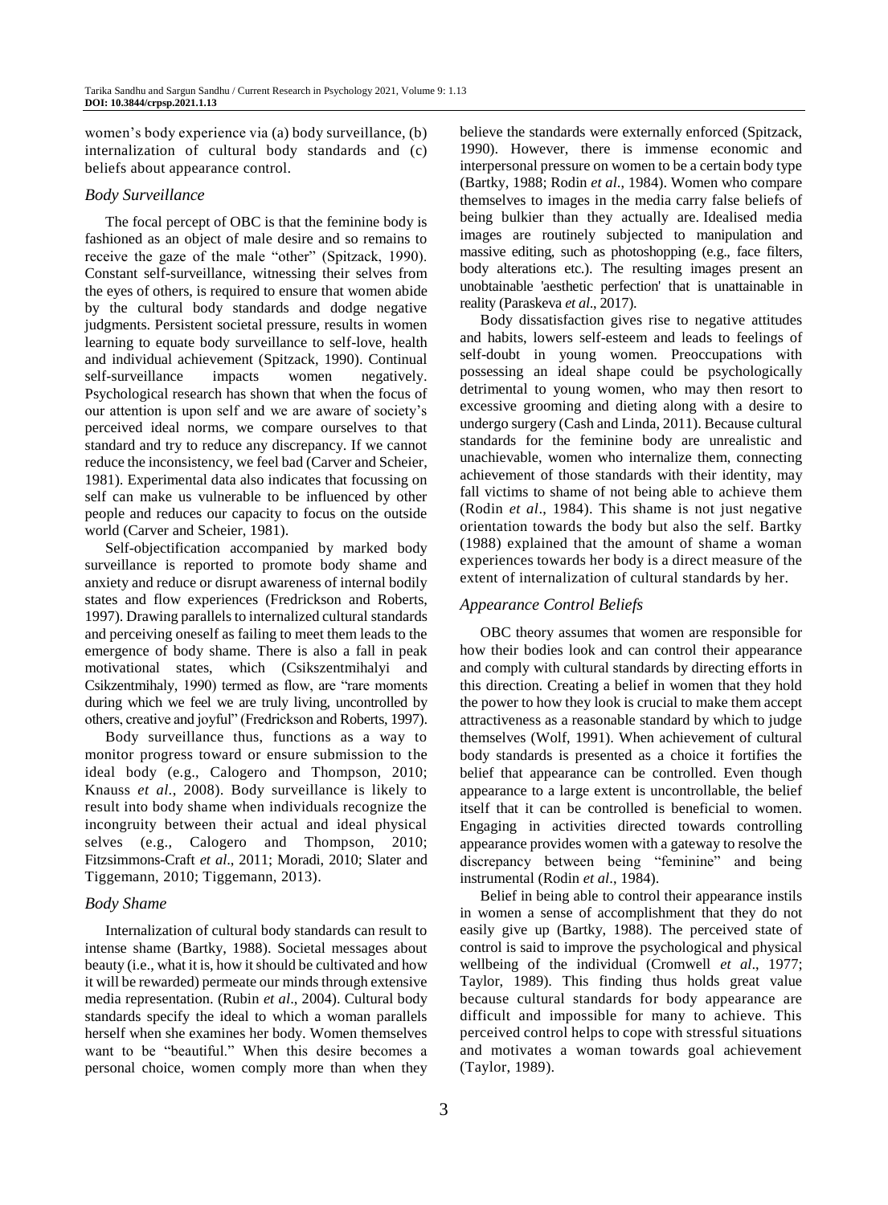women's body experience via (a) body surveillance, (b) internalization of cultural body standards and (c) beliefs about appearance control.

### *Body Surveillance*

The focal percept of OBC is that the feminine body is fashioned as an object of male desire and so remains to receive the gaze of the male "other" (Spitzack, 1990). Constant self-surveillance, witnessing their selves from the eyes of others, is required to ensure that women abide by the cultural body standards and dodge negative judgments. Persistent societal pressure, results in women learning to equate body surveillance to self-love, health and individual achievement (Spitzack, 1990). Continual self-surveillance impacts women negatively. Psychological research has shown that when the focus of our attention is upon self and we are aware of society's perceived ideal norms, we compare ourselves to that standard and try to reduce any discrepancy. If we cannot reduce the inconsistency, we feel bad (Carver and Scheier, 1981). Experimental data also indicates that focussing on self can make us vulnerable to be influenced by other people and reduces our capacity to focus on the outside world (Carver and Scheier, 1981).

Self-objectification accompanied by marked body surveillance is reported to promote body shame and anxiety and reduce or disrupt awareness of internal bodily states and flow experiences (Fredrickson and Roberts, 1997). Drawing parallels to internalized cultural standards and perceiving oneself as failing to meet them leads to the emergence of body shame. There is also a fall in peak motivational states, which (Csikszentmihalyi and Csikzentmihaly, 1990) termed as flow, are "rare moments during which we feel we are truly living, uncontrolled by others, creative and joyful" (Fredrickson and Roberts, 1997).

Body surveillance thus, functions as a way to monitor progress toward or ensure submission to the ideal body (e.g., Calogero and Thompson, 2010; Knauss *et al*., 2008). Body surveillance is likely to result into body shame when individuals recognize the incongruity between their actual and ideal physical selves (e.g., Calogero and Thompson, 2010; Fitzsimmons-Craft *et al*., 2011; Moradi, 2010; Slater and Tiggemann, 2010; Tiggemann, 2013).

### *Body Shame*

Internalization of cultural body standards can result to intense shame (Bartky, 1988). Societal messages about beauty (i.e., what it is, how it should be cultivated and how it will be rewarded) permeate our minds through extensive media representation. (Rubin *et al*., 2004). Cultural body standards specify the ideal to which a woman parallels herself when she examines her body. Women themselves want to be "beautiful." When this desire becomes a personal choice, women comply more than when they believe the standards were externally enforced (Spitzack, 1990). However, there is immense economic and interpersonal pressure on women to be a certain body type (Bartky, 1988; Rodin *et al*., 1984). Women who compare themselves to images in the media carry false beliefs of being bulkier than they actually are. Idealised media images are routinely subjected to manipulation and massive editing, such as photoshopping (e.g., face filters, body alterations etc.). The resulting images present an unobtainable 'aesthetic perfection' that is unattainable in reality (Paraskeva *et al*., 2017).

Body dissatisfaction gives rise to negative attitudes and habits, lowers self-esteem and leads to feelings of self-doubt in young women. Preoccupations with possessing an ideal shape could be psychologically detrimental to young women, who may then resort to excessive grooming and dieting along with a desire to undergo surgery (Cash and Linda, 2011). Because cultural standards for the feminine body are unrealistic and unachievable, women who internalize them, connecting achievement of those standards with their identity, may fall victims to shame of not being able to achieve them (Rodin *et al*., 1984). This shame is not just negative orientation towards the body but also the self. Bartky (1988) explained that the amount of shame a woman experiences towards her body is a direct measure of the extent of internalization of cultural standards by her.

### *Appearance Control Beliefs*

OBC theory assumes that women are responsible for how their bodies look and can control their appearance and comply with cultural standards by directing efforts in this direction. Creating a belief in women that they hold the power to how they look is crucial to make them accept attractiveness as a reasonable standard by which to judge themselves (Wolf, 1991). When achievement of cultural body standards is presented as a choice it fortifies the belief that appearance can be controlled. Even though appearance to a large extent is uncontrollable, the belief itself that it can be controlled is beneficial to women. Engaging in activities directed towards controlling appearance provides women with a gateway to resolve the discrepancy between being "feminine" and being instrumental (Rodin *et al*., 1984).

Belief in being able to control their appearance instils in women a sense of accomplishment that they do not easily give up (Bartky, 1988). The perceived state of control is said to improve the psychological and physical wellbeing of the individual (Cromwell *et al*., 1977; Taylor, 1989). This finding thus holds great value because cultural standards for body appearance are difficult and impossible for many to achieve. This perceived control helps to cope with stressful situations and motivates a woman towards goal achievement (Taylor, 1989).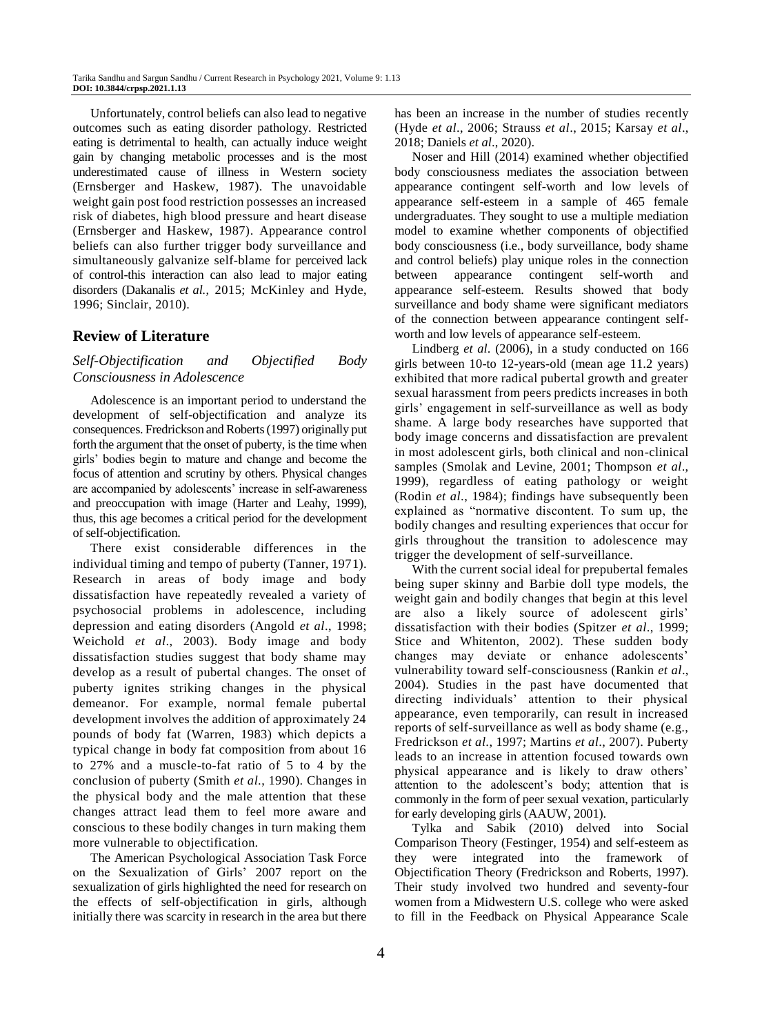Unfortunately, control beliefs can also lead to negative outcomes such as eating disorder pathology. Restricted eating is detrimental to health, can actually induce weight gain by changing metabolic processes and is the most underestimated cause of illness in Western society (Ernsberger and Haskew, 1987). The unavoidable weight gain post food restriction possesses an increased risk of diabetes, high blood pressure and heart disease (Ernsberger and Haskew, 1987). Appearance control beliefs can also further trigger body surveillance and simultaneously galvanize self-blame for perceived lack of control-this interaction can also lead to major eating disorders (Dakanalis *et al.*, 2015; McKinley and Hyde, 1996; Sinclair, 2010).

## Review of Literature

### *Self-Objectification and Objectified Body Consciousness in Adolescence*

Adolescence is an important period to understand the development of self-objectification and analyze its consequences. Fredrickson and Roberts (1997) originally put forth the argument that the onset of puberty, is the time when girls' bodies begin to mature and change and become the focus of attention and scrutiny by others. Physical changes are accompanied by adolescents' increase in self-awareness and preoccupation with image (Harter and Leahy, 1999), thus, this age becomes a critical period for the development of self-objectification.

There exist considerable differences in the individual timing and tempo of puberty (Tanner, 1971). Research in areas of body image and body dissatisfaction have repeatedly revealed a variety of psychosocial problems in adolescence, including depression and eating disorders (Angold *et al*., 1998; Weichold *et al*., 2003). Body image and body dissatisfaction studies suggest that body shame may develop as a result of pubertal changes. The onset of puberty ignites striking changes in the physical demeanor. For example, normal female pubertal development involves the addition of approximately 24 pounds of body fat (Warren, 1983) which depicts a typical change in body fat composition from about 16 to 27% and a muscle-to-fat ratio of 5 to 4 by the conclusion of puberty (Smith *et al*., 1990). Changes in the physical body and the male attention that these changes attract lead them to feel more aware and conscious to these bodily changes in turn making them more vulnerable to objectification.

The American Psychological Association Task Force on the Sexualization of Girls' 2007 report on the sexualization of girls highlighted the need for research on the effects of self-objectification in girls, although initially there was scarcity in research in the area but there has been an increase in the number of studies recently (Hyde *et al*., 2006; Strauss *et al*., 2015; Karsay *et al*., 2018; Daniels *et al*., 2020).

Noser and Hill (2014) examined whether objectified body consciousness mediates the association between appearance contingent self-worth and low levels of appearance self-esteem in a sample of 465 female undergraduates. They sought to use a multiple mediation model to examine whether components of objectified body consciousness (i.e., body surveillance, body shame and control beliefs) play unique roles in the connection between appearance contingent self-worth and appearance self-esteem. Results showed that body surveillance and body shame were significant mediators of the connection between appearance contingent self-worth and low levels of appearance self-esteem.

Lindberg *et al*. (2006), in a study conducted on 166 girls between 10-to 12-years-old (mean age 11.2 years) exhibited that more radical pubertal growth and greater sexual harassment from peers predicts increases in both girls' engagement in self-surveillance as well as body shame. A large body researches have supported that body image concerns and dissatisfaction are prevalent in most adolescent girls, both clinical and non-clinical samples (Smolak and Levine, 2001; Thompson *et al*., 1999), regardless of eating pathology or weight (Rodin *et al*., 1984); findings have subsequently been explained as "normative discontent. To sum up, the bodily changes and resulting experiences that occur for girls throughout the transition to adolescence may trigger the development of self-surveillance.

With the current social ideal for prepubertal females being super skinny and Barbie doll type models, the weight gain and bodily changes that begin at this level are also a likely source of adolescent girls' dissatisfaction with their bodies (Spitzer *et al*., 1999; Stice and Whitenton, 2002). These sudden body changes may deviate or enhance adolescents' vulnerability toward self-consciousness (Rankin *et al*., 2004). Studies in the past have documented that directing individuals' attention to their physical appearance, even temporarily, can result in increased reports of self-surveillance as well as body shame (e.g., Fredrickson *et al*., 1997; Martins *et al*., 2007). Puberty leads to an increase in attention focused towards own physical appearance and is likely to draw others' attention to the adolescent's body; attention that is commonly in the form of peer sexual vexation, particularly for early developing girls (AAUW, 2001).

Tylka and Sabik (2010) delved into Social Comparison Theory (Festinger, 1954) and self-esteem as they were integrated into the framework of Objectification Theory (Fredrickson and Roberts, 1997). Their study involved two hundred and seventy-four women from a Midwestern U.S. college who were asked to fill in the Feedback on Physical Appearance Scale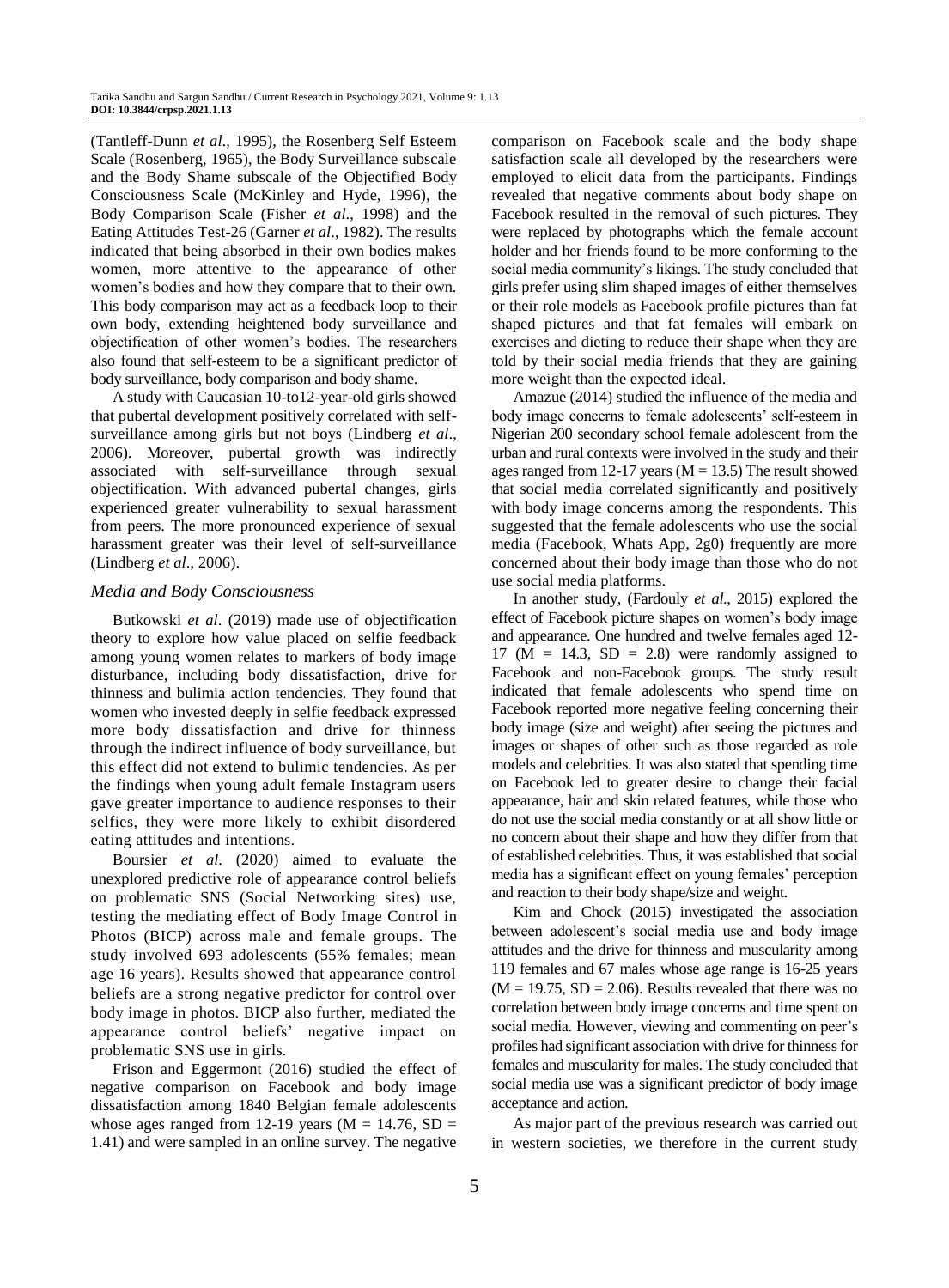(Tantleff-Dunn *et al*., 1995), the Rosenberg Self Esteem Scale (Rosenberg, 1965), the Body Surveillance subscale and the Body Shame subscale of the Objectified Body Consciousness Scale (McKinley and Hyde, 1996), the Body Comparison Scale (Fisher *et al*., 1998) and the Eating Attitudes Test-26 (Garner *et al*., 1982). The results indicated that being absorbed in their own bodies makes women, more attentive to the appearance of other women's bodies and how they compare that to their own. This body comparison may act as a feedback loop to their own body, extending heightened body surveillance and objectification of other women's bodies. The researchers also found that self-esteem to be a significant predictor of body surveillance, body comparison and body shame.

A study with Caucasian 10-to12-year-old girls showed that pubertal development positively correlated with self-surveillance among girls but not boys (Lindberg *et al*., 2006). Moreover, pubertal growth was indirectly associated with self-surveillance through sexual objectification. With advanced pubertal changes, girls experienced greater vulnerability to sexual harassment from peers. The more pronounced experience of sexual harassment greater was their level of self-surveillance (Lindberg *et al*., 2006).

### *Media and Body Consciousness*

Butkowski *et al*. (2019) made use of objectification theory to explore how value placed on selfie feedback among young women relates to markers of body image disturbance, including body dissatisfaction, drive for thinness and bulimia action tendencies. They found that women who invested deeply in selfie feedback expressed more body dissatisfaction and drive for thinness through the indirect influence of body surveillance, but this effect did not extend to bulimic tendencies. As per the findings when young adult female Instagram users gave greater importance to audience responses to their selfies, they were more likely to exhibit disordered eating attitudes and intentions.

Boursier *et al*. (2020) aimed to evaluate the unexplored predictive role of appearance control beliefs on problematic SNS (Social Networking sites) use, testing the mediating effect of Body Image Control in Photos (BICP) across male and female groups. The study involved 693 adolescents (55% females; mean age 16 years). Results showed that appearance control beliefs are a strong negative predictor for control over body image in photos. BICP also further, mediated the appearance control beliefs' negative impact on problematic SNS use in girls.

Frison and Eggermont (2016) studied the effect of negative comparison on Facebook and body image dissatisfaction among 1840 Belgian female adolescents whose ages ranged from 12-19 years ($M = 14.76$, $SD = 1.41$) and were sampled in an online survey. The negative comparison on Facebook scale and the body shape satisfaction scale all developed by the researchers were employed to elicit data from the participants. Findings revealed that negative comments about body shape on Facebook resulted in the removal of such pictures. They were replaced by photographs which the female account holder and her friends found to be more conforming to the social media community's likings. The study concluded that girls prefer using slim shaped images of either themselves or their role models as Facebook profile pictures than fat shaped pictures and that fat females will embark on exercises and dieting to reduce their shape when they are told by their social media friends that they are gaining more weight than the expected ideal.

Amazue (2014) studied the influence of the media and body image concerns to female adolescents' self-esteem in Nigerian 200 secondary school female adolescent from the urban and rural contexts were involved in the study and their ages ranged from 12-17 years ($M = 13.5$) The result showed that social media correlated significantly and positively with body image concerns among the respondents. This suggested that the female adolescents who use the social media (Facebook, Whats App, 2g0) frequently are more concerned about their body image than those who do not use social media platforms.

In another study, (Fardouly *et al*., 2015) explored the effect of Facebook picture shapes on women's body image and appearance. One hundred and twelve females aged 12-17 ($M = 14.3$, $SD = 2.8$) were randomly assigned to Facebook and non-Facebook groups. The study result indicated that female adolescents who spend time on Facebook reported more negative feeling concerning their body image (size and weight) after seeing the pictures and images or shapes of other such as those regarded as role models and celebrities. It was also stated that spending time on Facebook led to greater desire to change their facial appearance, hair and skin related features, while those who do not use the social media constantly or at all show little or no concern about their shape and how they differ from that of established celebrities. Thus, it was established that social media has a significant effect on young females' perception and reaction to their body shape/size and weight.

Kim and Chock (2015) investigated the association between adolescent's social media use and body image attitudes and the drive for thinness and muscularity among 119 females and 67 males whose age range is 16-25 years ($M = 19.75$, $SD = 2.06$). Results revealed that there was no correlation between body image concerns and time spent on social media. However, viewing and commenting on peer's profiles had significant association with drive for thinness for females and muscularity for males. The study concluded that social media use was a significant predictor of body image acceptance and action.

As major part of the previous research was carried out in western societies, we therefore in the current study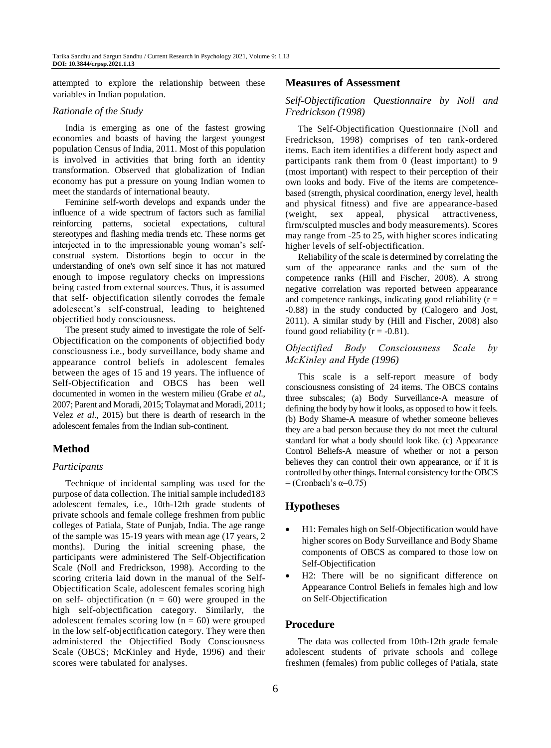attempted to explore the relationship between these variables in Indian population.

### *Rationale of the Study*

India is emerging as one of the fastest growing economies and boasts of having the largest youngest population Census of India, 2011. Most of this population is involved in activities that bring forth an identity transformation. Observed that globalization of Indian economy has put a pressure on young Indian women to meet the standards of international beauty.

Feminine self-worth develops and expands under the influence of a wide spectrum of factors such as familial reinforcing patterns, societal expectations, cultural stereotypes and flashing media trends etc. These norms get interjected in to the impressionable young woman's self-construal system. Distortions begin to occur in the understanding of one's own self since it has not matured enough to impose regulatory checks on impressions being casted from external sources. Thus, it is assumed that self- objectification silently corrodes the female adolescent's self-construal, leading to heightened objectified body consciousness.

The present study aimed to investigate the role of Self-Objectification on the components of objectified body consciousness i.e., body surveillance, body shame and appearance control beliefs in adolescent females between the ages of 15 and 19 years. The influence of Self-Objectification and OBCS has been well documented in women in the western milieu (Grabe *et al*., 2007; Parent and Moradi, 2015; Tolaymat and Moradi, 2011; Velez *et al*., 2015) but there is dearth of research in the adolescent females from the Indian sub-continent.

## Method

### *Participants*

Technique of incidental sampling was used for the purpose of data collection. The initial sample included183 adolescent females, i.e., 10th-12th grade students of private schools and female college freshmen from public colleges of Patiala, State of Punjab, India. The age range of the sample was 15-19 years with mean age (17 years, 2 months). During the initial screening phase, the participants were administered The Self-Objectification Scale (Noll and Fredrickson, 1998). According to the scoring criteria laid down in the manual of the Self-Objectification Scale, adolescent females scoring high on self- objectification ($n = 60$) were grouped in the high self-objectification category. Similarly, the adolescent females scoring low ($n = 60$) were grouped in the low self-objectification category. They were then administered the Objectified Body Consciousness Scale (OBCS; McKinley and Hyde, 1996) and their scores were tabulated for analyses.

## Measures of Assessment

### *Self-Objectification Questionnaire by Noll and Fredrickson (1998)*

The Self-Objectification Questionnaire (Noll and Fredrickson, 1998) comprises of ten rank-ordered items. Each item identifies a different body aspect and participants rank them from 0 (least important) to 9 (most important) with respect to their perception of their own looks and body. Five of the items are competence-based (strength, physical coordination, energy level, health and physical fitness) and five are appearance-based (weight, sex appeal, physical attractiveness, firm/sculpted muscles and body measurements). Scores may range from -25 to 25, with higher scores indicating higher levels of self-objectification.

Reliability of the scale is determined by correlating the sum of the appearance ranks and the sum of the competence ranks (Hill and Fischer, 2008). A strong negative correlation was reported between appearance and competence rankings, indicating good reliability ($r = -0.88$) in the study conducted by (Calogero and Jost, 2011). A similar study by (Hill and Fischer, 2008) also found good reliability ($r = -0.81$).

### *Objectified Body Consciousness Scale by McKinley and Hyde (1996)*

This scale is a self-report measure of body consciousness consisting of 24 items. The OBCS contains three subscales; (a) Body Surveillance-A measure of defining the body by how it looks, as opposed to how it feels. (b) Body Shame-A measure of whether someone believes they are a bad person because they do not meet the cultural standard for what a body should look like. (c) Appearance Control Beliefs-A measure of whether or not a person believes they can control their own appearance, or if it is controlled by other things. Internal consistency for the OBCS = (Cronbach's $\alpha$=0.75)

## Hypotheses

- H1: Females high on Self-Objectification would have higher scores on Body Surveillance and Body Shame components of OBCS as compared to those low on Self-Objectification
- H2: There will be no significant difference on Appearance Control Beliefs in females high and low on Self-Objectification

## Procedure

The data was collected from 10th-12th grade female adolescent students of private schools and college freshmen (females) from public colleges of Patiala, state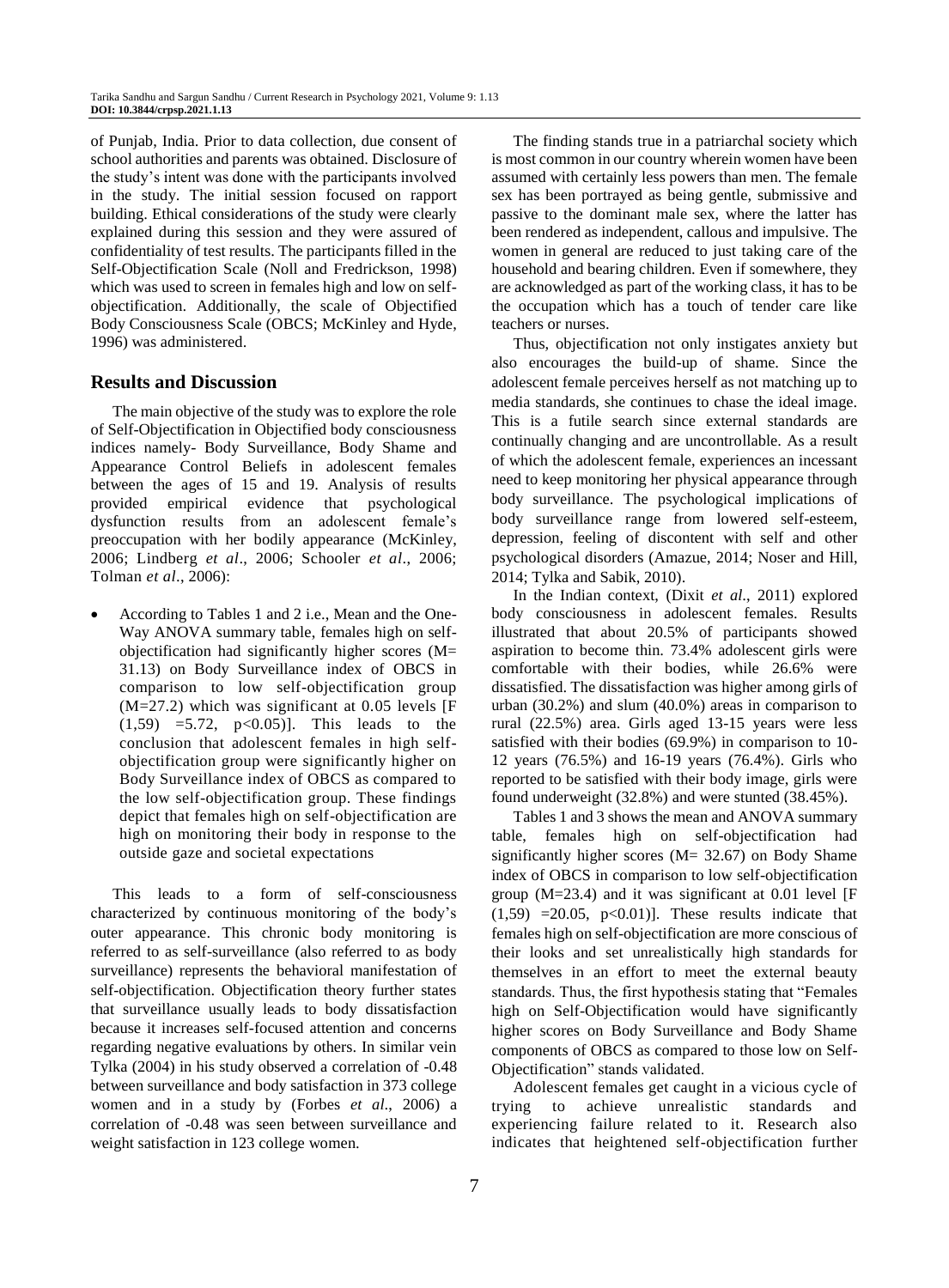of Punjab, India. Prior to data collection, due consent of school authorities and parents was obtained. Disclosure of the study's intent was done with the participants involved in the study. The initial session focused on rapport building. Ethical considerations of the study were clearly explained during this session and they were assured of confidentiality of test results. The participants filled in the Self-Objectification Scale (Noll and Fredrickson, 1998) which was used to screen in females high and low on self-objectification. Additionally, the scale of Objectified Body Consciousness Scale (OBCS; McKinley and Hyde, 1996) was administered.

## Results and Discussion

The main objective of the study was to explore the role of Self-Objectification in Objectified body consciousness indices namely- Body Surveillance, Body Shame and Appearance Control Beliefs in adolescent females between the ages of 15 and 19. Analysis of results provided empirical evidence that psychological dysfunction results from an adolescent female's preoccupation with her bodily appearance (McKinley, 2006; Lindberg *et al*., 2006; Schooler *et al*., 2006; Tolman *et al*., 2006):

- According to Tables 1 and 2 i.e., Mean and the One-Way ANOVA summary table, females high on self-objectification had significantly higher scores (M= 31.13) on Body Surveillance index of OBCS in comparison to low self-objectification group (M=27.2) which was significant at 0.05 levels [F $(1,59) = 5.72$, $p<0.05$)]. This leads to the conclusion that adolescent females in high self-objectification group were significantly higher on Body Surveillance index of OBCS as compared to the low self-objectification group. These findings depict that females high on self-objectification are high on monitoring their body in response to the outside gaze and societal expectations

This leads to a form of self-consciousness characterized by continuous monitoring of the body's outer appearance. This chronic body monitoring is referred to as self-surveillance (also referred to as body surveillance) represents the behavioral manifestation of self-objectification. Objectification theory further states that surveillance usually leads to body dissatisfaction because it increases self-focused attention and concerns regarding negative evaluations by others. In similar vein Tylka (2004) in his study observed a correlation of -0.48 between surveillance and body satisfaction in 373 college women and in a study by (Forbes *et al*., 2006) a correlation of -0.48 was seen between surveillance and weight satisfaction in 123 college women.

The finding stands true in a patriarchal society which is most common in our country wherein women have been assumed with certainly less powers than men. The female sex has been portrayed as being gentle, submissive and passive to the dominant male sex, where the latter has been rendered as independent, callous and impulsive. The women in general are reduced to just taking care of the household and bearing children. Even if somewhere, they are acknowledged as part of the working class, it has to be the occupation which has a touch of tender care like teachers or nurses.

Thus, objectification not only instigates anxiety but also encourages the build-up of shame. Since the adolescent female perceives herself as not matching up to media standards, she continues to chase the ideal image. This is a futile search since external standards are continually changing and are uncontrollable. As a result of which the adolescent female, experiences an incessant need to keep monitoring her physical appearance through body surveillance. The psychological implications of body surveillance range from lowered self-esteem, depression, feeling of discontent with self and other psychological disorders (Amazue, 2014; Noser and Hill, 2014; Tylka and Sabik, 2010).

In the Indian context, (Dixit *et al*., 2011) explored body consciousness in adolescent females. Results illustrated that about 20.5% of participants showed aspiration to become thin. 73.4% adolescent girls were comfortable with their bodies, while 26.6% were dissatisfied. The dissatisfaction was higher among girls of urban (30.2%) and slum (40.0%) areas in comparison to rural (22.5%) area. Girls aged 13-15 years were less satisfied with their bodies (69.9%) in comparison to 10-12 years (76.5%) and 16-19 years (76.4%). Girls who reported to be satisfied with their body image, girls were found underweight (32.8%) and were stunted (38.45%).

Tables 1 and 3 shows the mean and ANOVA summary table, females high on self-objectification had significantly higher scores (M= 32.67) on Body Shame index of OBCS in comparison to low self-objectification group (M=23.4) and it was significant at 0.01 level [F $(1,59) = 20.05$, $p<0.01$)]. These results indicate that females high on self-objectification are more conscious of their looks and set unrealistically high standards for themselves in an effort to meet the external beauty standards. Thus, the first hypothesis stating that "Females high on Self-Objectification would have significantly higher scores on Body Surveillance and Body Shame components of OBCS as compared to those low on Self-Objectification" stands validated.

Adolescent females get caught in a vicious cycle of trying to achieve unrealistic standards and experiencing failure related to it. Research also indicates that heightened self-objectification further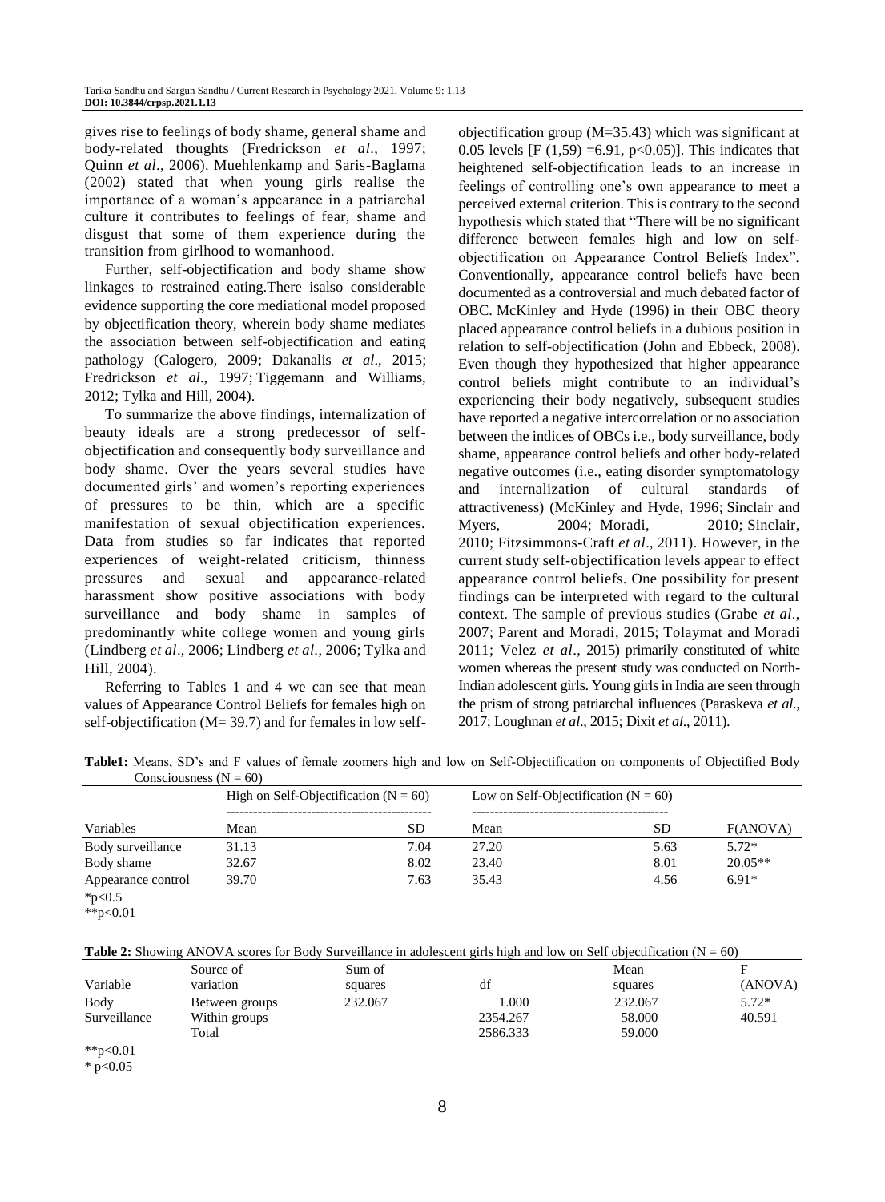gives rise to feelings of body shame, general shame and body-related thoughts (Fredrickson *et al*., 1997; Quinn *et al*., 2006). Muehlenkamp and Saris-Baglama (2002) stated that when young girls realise the importance of a woman's appearance in a patriarchal culture it contributes to feelings of fear, shame and disgust that some of them experience during the transition from girlhood to womanhood.

Further, self-objectification and body shame show linkages to restrained eating.There isalso considerable evidence supporting the core mediational model proposed by objectification theory, wherein body shame mediates the association between self-objectification and eating pathology (Calogero, 2009; Dakanalis *et al*., 2015; Fredrickson *et al*., 1997; Tiggemann and Williams, 2012; Tylka and Hill, 2004).

To summarize the above findings, internalization of beauty ideals are a strong predecessor of self-objectification and consequently body surveillance and body shame. Over the years several studies have documented girls' and women's reporting experiences of pressures to be thin, which are a specific manifestation of sexual objectification experiences. Data from studies so far indicates that reported experiences of weight-related criticism, thinness pressures and sexual and appearance-related harassment show positive associations with body surveillance and body shame in samples of predominantly white college women and young girls (Lindberg *et al*., 2006; Lindberg *et al*., 2006; Tylka and Hill, 2004).

Referring to Tables 1 and 4 we can see that mean values of Appearance Control Beliefs for females high on self-objectification (M= 39.7) and for females in low self-objectification group (M=35.43) which was significant at 0.05 levels [F (1,59) =6.91, p<0.05)]. This indicates that heightened self-objectification leads to an increase in feelings of controlling one's own appearance to meet a perceived external criterion. This is contrary to the second hypothesis which stated that "There will be no significant difference between females high and low on self-objectification on Appearance Control Beliefs Index". Conventionally, appearance control beliefs have been documented as a controversial and much debated factor of OBC. McKinley and Hyde (1996) in their OBC theory placed appearance control beliefs in a dubious position in relation to self-objectification (John and Ebbeck, 2008). Even though they hypothesized that higher appearance control beliefs might contribute to an individual's experiencing their body negatively, subsequent studies have reported a negative intercorrelation or no association between the indices of OBCs i.e., body surveillance, body shame, appearance control beliefs and other body-related negative outcomes (i.e., eating disorder symptomatology and internalization of cultural standards of attractiveness) (McKinley and Hyde, 1996; Sinclair and Myers, 2004; Moradi, 2010; Sinclair, 2010; Fitzsimmons-Craft *et al*., 2011). However, in the current study self-objectification levels appear to effect appearance control beliefs. One possibility for present findings can be interpreted with regard to the cultural context. The sample of previous studies (Grabe *et al*., 2007; Parent and Moradi, 2015; Tolaymat and Moradi 2011; Velez *et al*., 2015) primarily constituted of white women whereas the present study was conducted on North-Indian adolescent girls. Young girls in India are seen through the prism of strong patriarchal influences (Paraskeva *et al*., 2017; Loughnan *et al*., 2015; Dixit *et al*., 2011).

**Table1:** Means, SD's and F values of female zoomers high and low on Self-Objectification on components of Objectified Body Consciousness (N = 60)

| | High on Self-Objectification (N = 60) | | Low on Self-Objectification (N = 60) | | |
|---|---|---|---|---|---|
| Variables | Mean | SD | Mean | SD | F(ANOVA) |
| Body surveillance | 31.13 | 7.04 | 27.20 | 5.63 | 5.72* |
| Body shame | 32.67 | 8.02 | 23.40 | 8.01 | 20.05** |
| Appearance control | 39.70 | 7.63 | 35.43 | 4.56 | 6.91* |

*p<0.5

**p<0.01

**Table 2:** Showing ANOVA scores for Body Surveillance in adolescent girls high and low on Self objectification (N = 60)

| Variable | Source of variation | Sum of squares | df | Mean squares | F (ANOVA) |
|---|---|---|---|---|---|
| Body Surveillance | Between groups | 232.067 | 1.000 | 232.067 | 5.72* |
| | Within groups | | 2354.267 | 58.000 | 40.591 |
| | Total | | 2586.333 | 59.000 | |

**p<0.01

* p<0.05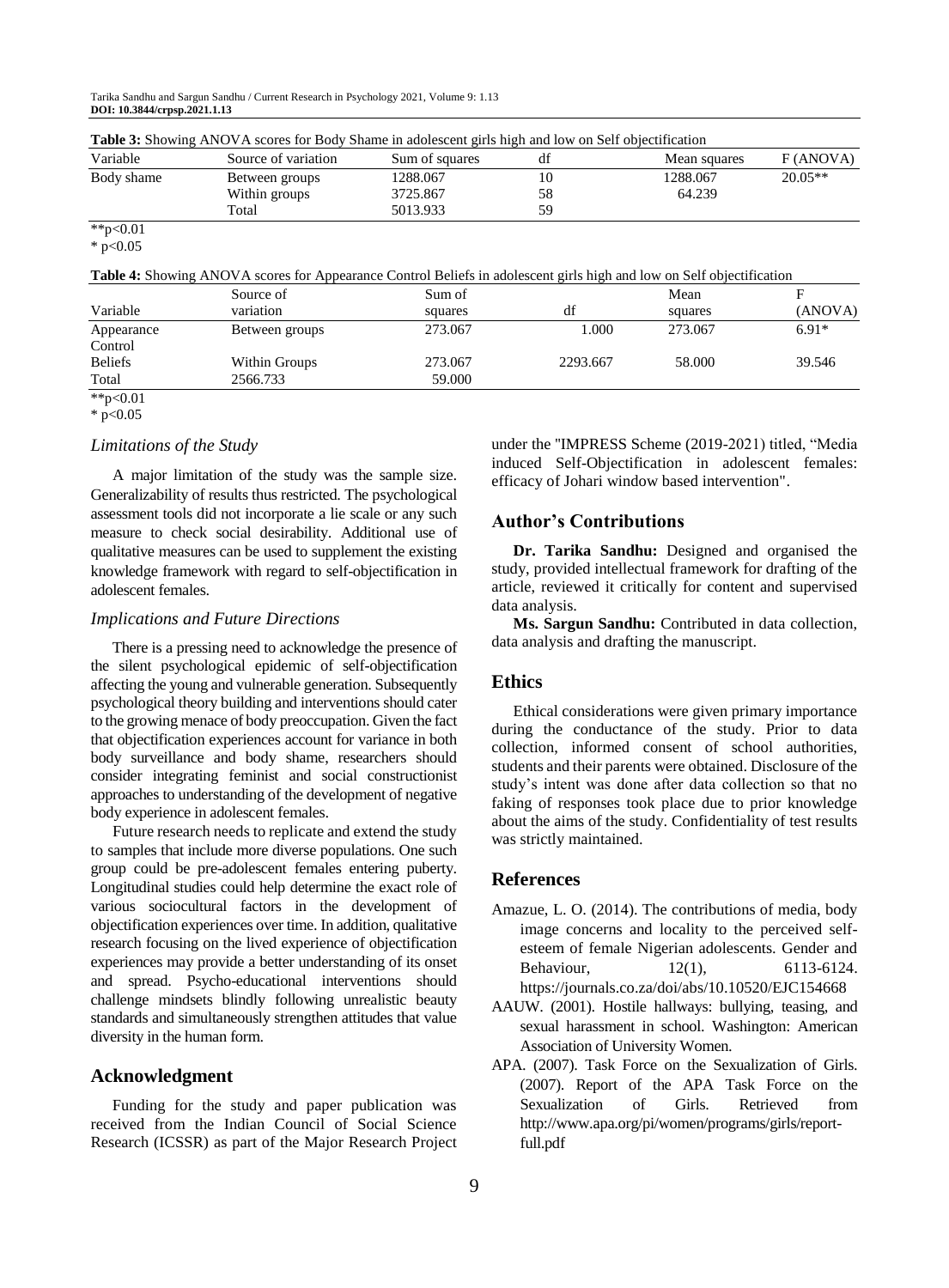**Table 3:** Showing ANOVA scores for Body Shame in adolescent girls high and low on Self objectification

| Variable | Source of variation | Sum of squares | df | Mean squares | F (ANOVA) |
|---|---|---|---|---|---|
| Body shame | Between groups | 1288.067 | 10 | 1288.067 | 20.05** |
| | Within groups | 3725.867 | 58 | 64.239 | |
| | Total | 5013.933 | 59 | | |

**p<0.01
* p<0.05

**Table 4:** Showing ANOVA scores for Appearance Control Beliefs in adolescent girls high and low on Self objectification

| Variable | Source of variation | Sum of squares | df | Mean squares | F (ANOVA) |
|---|---|---|---|---|---|
| Appearance Control | Between groups | 273.067 | 1.000 | 273.067 | 6.91* |
| Beliefs | Within Groups | 273.067 | 2293.667 | 58.000 | 39.546 |
| Total | 2566.733 | 59.000 | | | |

**p<0.01
* p<0.05

### Limitations of the Study

A major limitation of the study was the sample size. Generalizability of results thus restricted. The psychological assessment tools did not incorporate a lie scale or any such measure to check social desirability. Additional use of qualitative measures can be used to supplement the existing knowledge framework with regard to self-objectification in adolescent females.

### Implications and Future Directions

There is a pressing need to acknowledge the presence of the silent psychological epidemic of self-objectification affecting the young and vulnerable generation. Subsequently psychological theory building and interventions should cater to the growing menace of body preoccupation. Given the fact that objectification experiences account for variance in both body surveillance and body shame, researchers should consider integrating feminist and social constructionist approaches to understanding of the development of negative body experience in adolescent females.

Future research needs to replicate and extend the study to samples that include more diverse populations. One such group could be pre-adolescent females entering puberty. Longitudinal studies could help determine the exact role of various sociocultural factors in the development of objectification experiences over time. In addition, qualitative research focusing on the lived experience of objectification experiences may provide a better understanding of its onset and spread. Psycho-educational interventions should challenge mindsets blindly following unrealistic beauty standards and simultaneously strengthen attitudes that value diversity in the human form.

## Acknowledgment

Funding for the study and paper publication was received from the Indian Council of Social Science Research (ICSSR) as part of the Major Research Project under the "IMPRESS Scheme (2019-2021) titled, "Media induced Self-Objectification in adolescent females: efficacy of Johari window based intervention".

## Author's Contributions

**Dr. Tarika Sandhu:** Designed and organised the study, provided intellectual framework for drafting of the article, reviewed it critically for content and supervised data analysis.

**Ms. Sargun Sandhu:** Contributed in data collection, data analysis and drafting the manuscript.

## Ethics

Ethical considerations were given primary importance during the conductance of the study. Prior to data collection, informed consent of school authorities, students and their parents were obtained. Disclosure of the study's intent was done after data collection so that no faking of responses took place due to prior knowledge about the aims of the study. Confidentiality of test results was strictly maintained.

## References

Amazue, L. O. (2014). The contributions of media, body image concerns and locality to the perceived self-esteem of female Nigerian adolescents. Gender and Behaviour, 12(1), 6113-6124. https://journals.co.za/doi/abs/10.10520/EJC154668

AAUW. (2001). Hostile hallways: bullying, teasing, and sexual harassment in school. Washington: American Association of University Women.

APA. (2007). Task Force on the Sexualization of Girls. (2007). Report of the APA Task Force on the Sexualization of Girls. Retrieved from http://www.apa.org/pi/women/programs/girls/report-full.pdf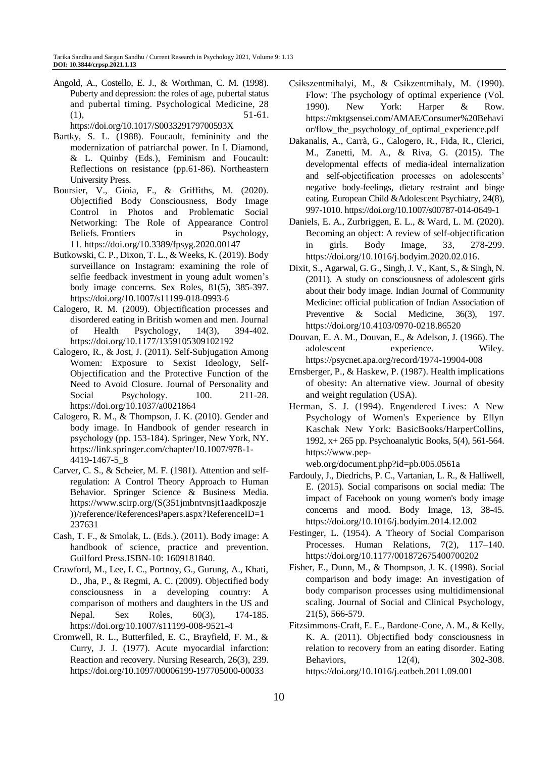Angold, A., Costello, E. J., & Worthman, C. M. (1998). Puberty and depression: the roles of age, pubertal status and pubertal timing. Psychological Medicine, 28 (1), 51-61. https://doi.org/10.1017/S003329179700593X

Bartky, S. L. (1988). Foucault, femininity and the modernization of patriarchal power. In I. Diamond, & L. Quinby (Eds.), Feminism and Foucault: Reflections on resistance (pp.61-86). Northeastern University Press.

Boursier, V., Gioia, F., & Griffiths, M. (2020). Objectified Body Consciousness, Body Image Control in Photos and Problematic Social Networking: The Role of Appearance Control Beliefs. Frontiers in Psychology, 11. https://doi.org/10.3389/fpsyg.2020.00147

Butkowski, C. P., Dixon, T. L., & Weeks, K. (2019). Body surveillance on Instagram: examining the role of selfie feedback investment in young adult women's body image concerns. Sex Roles, 81(5), 385-397. https://doi.org/10.1007/s11199-018-0993-6

Calogero, R. M. (2009). Objectification processes and disordered eating in British women and men. Journal of Health Psychology, 14(3), 394-402. https://doi.org/10.1177/1359105309102192

Calogero, R., & Jost, J. (2011). Self-Subjugation Among Women: Exposure to Sexist Ideology, Self-Objectification and the Protective Function of the Need to Avoid Closure. Journal of Personality and Social Psychology. 100. 211-28. https://doi.org/10.1037/a0021864

Calogero, R. M., & Thompson, J. K. (2010). Gender and body image. In Handbook of gender research in psychology (pp. 153-184). Springer, New York, NY. https://link.springer.com/chapter/10.1007/978-1-4419-1467-5_8

Carver, C. S., & Scheier, M. F. (1981). Attention and self-regulation: A Control Theory Approach to Human Behavior. Springer Science & Business Media. https://www.scirp.org/(S(351jmbntvnsjt1aadkposzje))/reference/ReferencesPapers.aspx?ReferenceID=1237631

Cash, T. F., & Smolak, L. (Eds.). (2011). Body image: A handbook of science, practice and prevention. Guilford Press.ISBN-10: 1609181840.

Crawford, M., Lee, I. C., Portnoy, G., Gurung, A., Khati, D., Jha, P., & Regmi, A. C. (2009). Objectified body consciousness in a developing country: A comparison of mothers and daughters in the US and Nepal. Sex Roles, 60(3), 174-185. https://doi.org/10.1007/s11199-008-9521-4

Cromwell, R. L., Butterfiled, E. C., Brayfield, F. M., & Curry, J. J. (1977). Acute myocardial infarction: Reaction and recovery. Nursing Research, 26(3), 239. https://doi.org/10.1097/00006199-197705000-00033

Csikszentmihalyi, M., & Csikzentmihaly, M. (1990). Flow: The psychology of optimal experience (Vol. 1990). New York: Harper & Row. https://mktgsensei.com/AMAE/Consumer%20Behavior/flow_the_psychology_of_optimal_experience.pdf

Dakanalis, A., Carrà, G., Calogero, R., Fida, R., Clerici, M., Zanetti, M. A., & Riva, G. (2015). The developmental effects of media-ideal internalization and self-objectification processes on adolescents' negative body-feelings, dietary restraint and binge eating. European Child &Adolescent Psychiatry, 24(8), 997-1010. https://doi.org/10.1007/s00787-014-0649-1

Daniels, E. A., Zurbriggen, E. L., & Ward, L. M. (2020). Becoming an object: A review of self-objectification in girls. Body Image, 33, 278-299. https://doi.org/10.1016/j.bodyim.2020.02.016.

Dixit, S., Agarwal, G. G., Singh, J. V., Kant, S., & Singh, N. (2011). A study on consciousness of adolescent girls about their body image. Indian Journal of Community Medicine: official publication of Indian Association of Preventive & Social Medicine, 36(3), 197. https://doi.org/10.4103/0970-0218.86520

Douvan, E. A. M., Douvan, E., & Adelson, J. (1966). The adolescent experience. Wiley. https://psycnet.apa.org/record/1974-19904-008

Ernsberger, P., & Haskew, P. (1987). Health implications of obesity: An alternative view. Journal of obesity and weight regulation (USA).

Herman, S. J. (1994). Engendered Lives: A New Psychology of Women's Experience by Ellyn Kaschak New York: BasicBooks/HarperCollins, 1992, x+ 265 pp. Psychoanalytic Books, 5(4), 561-564. https://www.pep-web.org/document.php?id=pb.005.0561a

Fardouly, J., Diedrichs, P. C., Vartanian, L. R., & Halliwell, E. (2015). Social comparisons on social media: The impact of Facebook on young women's body image concerns and mood. Body Image, 13, 38-45. https://doi.org/10.1016/j.bodyim.2014.12.002

Festinger, L. (1954). A Theory of Social Comparison Processes. Human Relations, 7(2), 117–140. https://doi.org/10.1177/001872675400700202

Fisher, E., Dunn, M., & Thompson, J. K. (1998). Social comparison and body image: An investigation of body comparison processes using multidimensional scaling. Journal of Social and Clinical Psychology, 21(5), 566-579.

Fitzsimmons-Craft, E. E., Bardone-Cone, A. M., & Kelly, K. A. (2011). Objectified body consciousness in relation to recovery from an eating disorder. Eating Behaviors, 12(4), 302-308. https://doi.org/10.1016/j.eatbeh.2011.09.001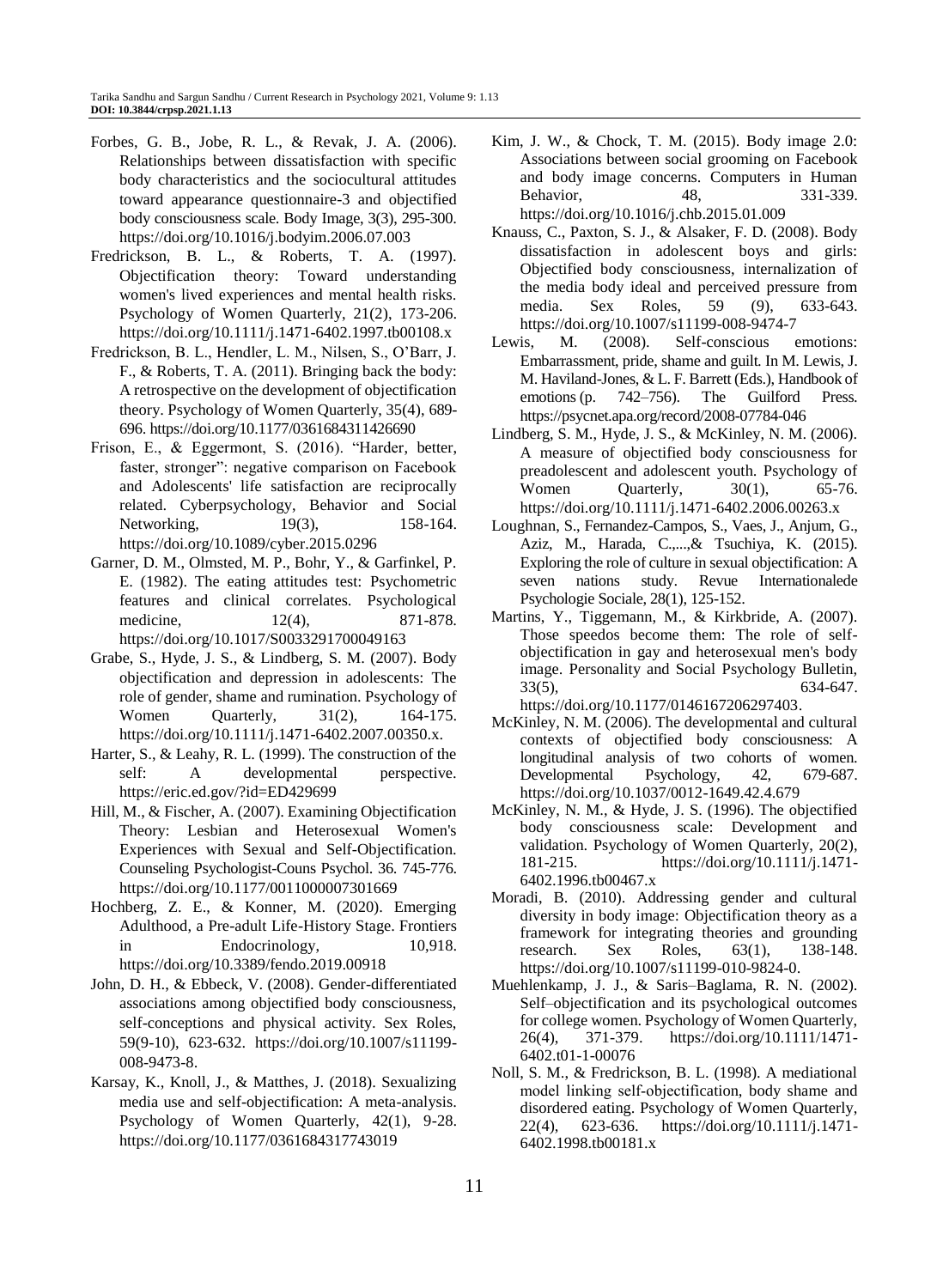Forbes, G. B., Jobe, R. L., & Revak, J. A. (2006). Relationships between dissatisfaction with specific body characteristics and the sociocultural attitudes toward appearance questionnaire-3 and objectified body consciousness scale. Body Image, 3(3), 295-300. https://doi.org/10.1016/j.bodyim.2006.07.003

Fredrickson, B. L., & Roberts, T. A. (1997). Objectification theory: Toward understanding women's lived experiences and mental health risks. Psychology of Women Quarterly, 21(2), 173-206. https://doi.org/10.1111/j.1471-6402.1997.tb00108.x

Fredrickson, B. L., Hendler, L. M., Nilsen, S., O'Barr, J. F., & Roberts, T. A. (2011). Bringing back the body: A retrospective on the development of objectification theory. Psychology of Women Quarterly, 35(4), 689-696. https://doi.org/10.1177/0361684311426690

Frison, E., & Eggermont, S. (2016). "Harder, better, faster, stronger": negative comparison on Facebook and Adolescents' life satisfaction are reciprocally related. Cyberpsychology, Behavior and Social Networking, 19(3), 158-164. https://doi.org/10.1089/cyber.2015.0296

Garner, D. M., Olmsted, M. P., Bohr, Y., & Garfinkel, P. E. (1982). The eating attitudes test: Psychometric features and clinical correlates. Psychological medicine, 12(4), 871-878. https://doi.org/10.1017/S0033291700049163

Grabe, S., Hyde, J. S., & Lindberg, S. M. (2007). Body objectification and depression in adolescents: The role of gender, shame and rumination. Psychology of Women Quarterly, 31(2), 164-175. https://doi.org/10.1111/j.1471-6402.2007.00350.x.

Harter, S., & Leahy, R. L. (1999). The construction of the self: A developmental perspective. https://eric.ed.gov/?id=ED429699

Hill, M., & Fischer, A. (2007). Examining Objectification Theory: Lesbian and Heterosexual Women's Experiences with Sexual and Self-Objectification. Counseling Psychologist-Couns Psychol. 36. 745-776. https://doi.org/10.1177/0011000007301669

Hochberg, Z. E., & Konner, M. (2020). Emerging Adulthood, a Pre-adult Life-History Stage. Frontiers in Endocrinology, 10,918. https://doi.org/10.3389/fendo.2019.00918

John, D. H., & Ebbeck, V. (2008). Gender-differentiated associations among objectified body consciousness, self-conceptions and physical activity. Sex Roles, 59(9-10), 623-632. https://doi.org/10.1007/s11199-008-9473-8.

Karsay, K., Knoll, J., & Matthes, J. (2018). Sexualizing media use and self-objectification: A meta-analysis. Psychology of Women Quarterly, 42(1), 9-28. https://doi.org/10.1177/0361684317743019

Kim, J. W., & Chock, T. M. (2015). Body image 2.0: Associations between social grooming on Facebook and body image concerns. Computers in Human Behavior, 48, 331-339. https://doi.org/10.1016/j.chb.2015.01.009

Knauss, C., Paxton, S. J., & Alsaker, F. D. (2008). Body dissatisfaction in adolescent boys and girls: Objectified body consciousness, internalization of the media body ideal and perceived pressure from media. Sex Roles, 59 (9), 633-643. https://doi.org/10.1007/s11199-008-9474-7

Lewis, M. (2008). Self-conscious emotions: Embarrassment, pride, shame and guilt. In M. Lewis, J. M. Haviland-Jones, & L. F. Barrett (Eds.), Handbook of emotions (p. 742–756). The Guilford Press. https://psycnet.apa.org/record/2008-07784-046

Lindberg, S. M., Hyde, J. S., & McKinley, N. M. (2006). A measure of objectified body consciousness for preadolescent and adolescent youth. Psychology of Women Quarterly, 30(1), 65-76. https://doi.org/10.1111/j.1471-6402.2006.00263.x

Loughnan, S., Fernandez-Campos, S., Vaes, J., Anjum, G., Aziz, M., Harada, C.,...,& Tsuchiya, K. (2015). Exploring the role of culture in sexual objectification: A seven nations study. Revue Internationalede Psychologie Sociale, 28(1), 125-152.

Martins, Y., Tiggemann, M., & Kirkbride, A. (2007). Those speedos become them: The role of self-objectification in gay and heterosexual men's body image. Personality and Social Psychology Bulletin, 33(5), 634-647. https://doi.org/10.1177/0146167206297403.

McKinley, N. M. (2006). The developmental and cultural contexts of objectified body consciousness: A longitudinal analysis of two cohorts of women. Developmental Psychology, 42, 679-687. https://doi.org/10.1037/0012-1649.42.4.679

McKinley, N. M., & Hyde, J. S. (1996). The objectified body consciousness scale: Development and validation. Psychology of Women Quarterly, 20(2), 181-215. https://doi.org/10.1111/j.1471-6402.1996.tb00467.x

Moradi, B. (2010). Addressing gender and cultural diversity in body image: Objectification theory as a framework for integrating theories and grounding research. Sex Roles, 63(1), 138-148. https://doi.org/10.1007/s11199-010-9824-0.

Muehlenkamp, J. J., & Saris–Baglama, R. N. (2002). Self–objectification and its psychological outcomes for college women. Psychology of Women Quarterly, 26(4), 371-379. https://doi.org/10.1111/1471-6402.t01-1-00076

Noll, S. M., & Fredrickson, B. L. (1998). A mediational model linking self-objectification, body shame and disordered eating. Psychology of Women Quarterly, 22(4), 623-636. https://doi.org/10.1111/j.1471-6402.1998.tb00181.x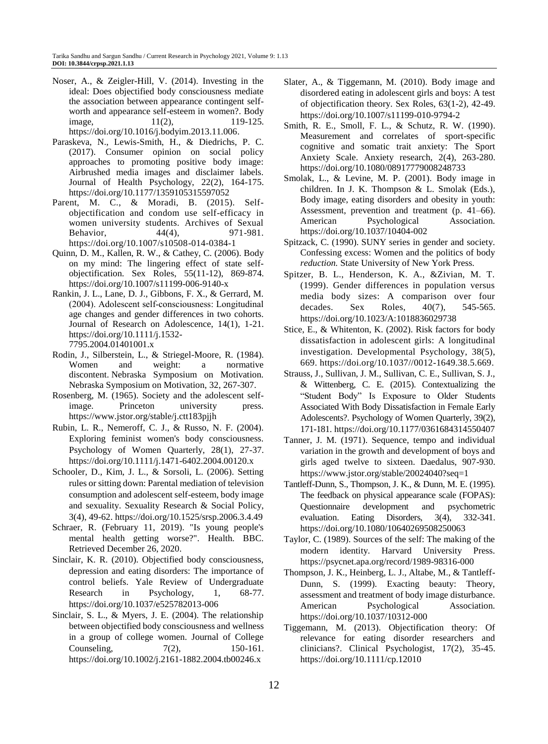Noser, A., & Zeigler-Hill, V. (2014). Investing in the ideal: Does objectified body consciousness mediate the association between appearance contingent self-worth and appearance self-esteem in women?. Body image, 11(2), 119-125. https://doi.org/10.1016/j.bodyim.2013.11.006.

Paraskeva, N., Lewis-Smith, H., & Diedrichs, P. C. (2017). Consumer opinion on social policy approaches to promoting positive body image: Airbrushed media images and disclaimer labels. Journal of Health Psychology, 22(2), 164-175. https://doi.org/10.1177/1359105315597052

Parent, M. C., & Moradi, B. (2015). Self-objectification and condom use self-efficacy in women university students. Archives of Sexual Behavior, 44(4), 971-981. https://doi.org/10.1007/s10508-014-0384-1

Quinn, D. M., Kallen, R. W., & Cathey, C. (2006). Body on my mind: The lingering effect of state self-objectification. Sex Roles, 55(11-12), 869-874. https://doi.org/10.1007/s11199-006-9140-x

Rankin, J. L., Lane, D. J., Gibbons, F. X., & Gerrard, M. (2004). Adolescent self-consciousness: Longitudinal age changes and gender differences in two cohorts. Journal of Research on Adolescence, 14(1), 1-21. https://doi.org/10.1111/j.1532-7795.2004.01401001.x

Rodin, J., Silberstein, L., & Striegel-Moore, R. (1984). Women and weight: a normative discontent. Nebraska Symposium on Motivation. Nebraska Symposium on Motivation, 32, 267-307.

Rosenberg, M. (1965). Society and the adolescent self-image. Princeton university press. https://www.jstor.org/stable/j.ctt183pjjh

Rubin, L. R., Nemeroff, C. J., & Russo, N. F. (2004). Exploring feminist women's body consciousness. Psychology of Women Quarterly, 28(1), 27-37. https://doi.org/10.1111/j.1471-6402.2004.00120.x

Schooler, D., Kim, J. L., & Sorsoli, L. (2006). Setting rules or sitting down: Parental mediation of television consumption and adolescent self-esteem, body image and sexuality. Sexuality Research & Social Policy, 3(4), 49-62. https://doi.org/10.1525/srsp.2006.3.4.49

Schraer, R. (February 11, 2019). "Is young people's mental health getting worse?". Health. BBC. Retrieved December 26, 2020.

Sinclair, K. R. (2010). Objectified body consciousness, depression and eating disorders: The importance of control beliefs. Yale Review of Undergraduate Research in Psychology, 1, 68-77. https://doi.org/10.1037/e525782013-006

Sinclair, S. L., & Myers, J. E. (2004). The relationship between objectified body consciousness and wellness in a group of college women. Journal of College Counseling, 7(2), 150-161. https://doi.org/10.1002/j.2161-1882.2004.tb00246.x

Slater, A., & Tiggemann, M. (2010). Body image and disordered eating in adolescent girls and boys: A test of objectification theory. Sex Roles, 63(1-2), 42-49. https://doi.org/10.1007/s11199-010-9794-2

Smith, R. E., Smoll, F. L., & Schutz, R. W. (1990). Measurement and correlates of sport-specific cognitive and somatic trait anxiety: The Sport Anxiety Scale. Anxiety research, 2(4), 263-280. https://doi.org/10.1080/08917779008248733

Smolak, L., & Levine, M. P. (2001). Body image in children. In J. K. Thompson & L. Smolak (Eds.), Body image, eating disorders and obesity in youth: Assessment, prevention and treatment (p. 41–66). American Psychological Association. https://doi.org/10.1037/10404-002

Spitzack, C. (1990). SUNY series in gender and society. Confessing excess: Women and the politics of body *reduction.* State University of New York Press.

Spitzer, B. L., Henderson, K. A., &Zivian, M. T. (1999). Gender differences in population versus media body sizes: A comparison over four decades. Sex Roles, 40(7), 545-565. https://doi.org/10.1023/A:1018836029738

Stice, E., & Whitenton, K. (2002). Risk factors for body dissatisfaction in adolescent girls: A longitudinal investigation. Developmental Psychology, 38(5), 669. https://doi.org/10.1037//0012-1649.38.5.669.

Strauss, J., Sullivan, J. M., Sullivan, C. E., Sullivan, S. J., & Wittenberg, C. E. (2015). Contextualizing the "Student Body" Is Exposure to Older Students Associated With Body Dissatisfaction in Female Early Adolescents?. Psychology of Women Quarterly, 39(2), 171-181. https://doi.org/10.1177/0361684314550407

Tanner, J. M. (1971). Sequence, tempo and individual variation in the growth and development of boys and girls aged twelve to sixteen. Daedalus, 907-930. https://www.jstor.org/stable/20024040?seq=1

Tantleff-Dunn, S., Thompson, J. K., & Dunn, M. E. (1995). The feedback on physical appearance scale (FOPAS): Questionnaire development and psychometric evaluation. Eating Disorders, 3(4), 332-341. https://doi.org/10.1080/10640269508250063

Taylor, C. (1989). Sources of the self: The making of the modern identity. Harvard University Press. https://psycnet.apa.org/record/1989-98316-000

Thompson, J. K., Heinberg, L. J., Altabe, M., & Tantleff-Dunn, S. (1999). Exacting beauty: Theory, assessment and treatment of body image disturbance. American Psychological Association. https://doi.org/10.1037/10312-000

Tiggemann, M. (2013). Objectification theory: Of relevance for eating disorder researchers and clinicians?. Clinical Psychologist, 17(2), 35-45. https://doi.org/10.1111/cp.12010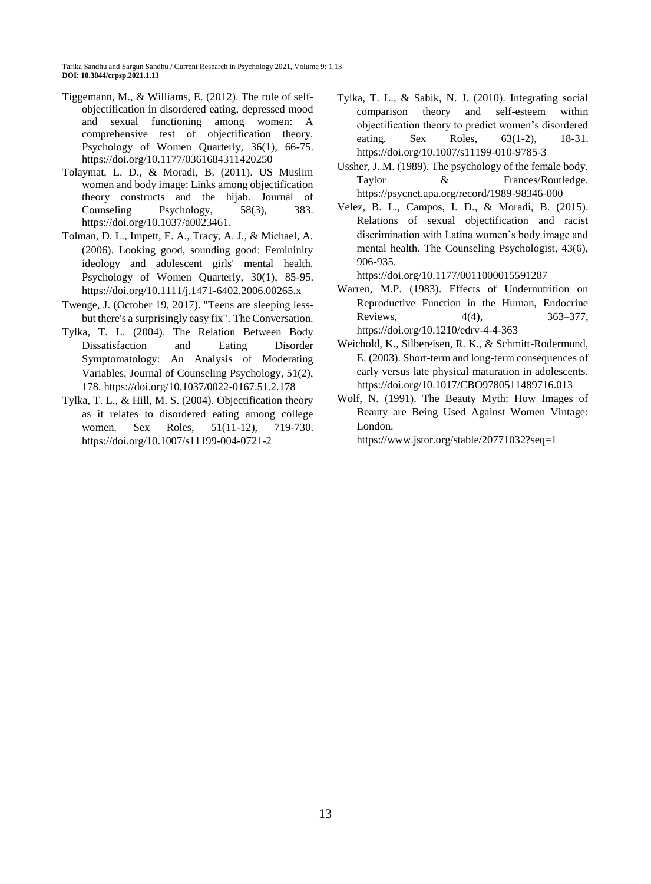Tiggemann, M., & Williams, E. (2012). The role of self-objectification in disordered eating, depressed mood and sexual functioning among women: A comprehensive test of objectification theory. Psychology of Women Quarterly, 36(1), 66-75. https://doi.org/10.1177/0361684311420250

Tolaymat, L. D., & Moradi, B. (2011). US Muslim women and body image: Links among objectification theory constructs and the hijab. Journal of Counseling Psychology, 58(3), 383. https://doi.org/10.1037/a0023461.

Tolman, D. L., Impett, E. A., Tracy, A. J., & Michael, A. (2006). Looking good, sounding good: Femininity ideology and adolescent girls' mental health. Psychology of Women Quarterly, 30(1), 85-95. https://doi.org/10.1111/j.1471-6402.2006.00265.x

Twenge, J. (October 19, 2017). "Teens are sleeping less-but there's a surprisingly easy fix". The Conversation.

Tylka, T. L. (2004). The Relation Between Body Dissatisfaction and Eating Disorder Symptomatology: An Analysis of Moderating Variables. Journal of Counseling Psychology, 51(2), 178. https://doi.org/10.1037/0022-0167.51.2.178

Tylka, T. L., & Hill, M. S. (2004). Objectification theory as it relates to disordered eating among college women. Sex Roles, 51(11-12), 719-730. https://doi.org/10.1007/s11199-004-0721-2

Tylka, T. L., & Sabik, N. J. (2010). Integrating social comparison theory and self-esteem within objectification theory to predict women's disordered eating. Sex Roles, 63(1-2), 18-31. https://doi.org/10.1007/s11199-010-9785-3

Ussher, J. M. (1989). The psychology of the female body. Taylor & Frances/Routledge. https://psycnet.apa.org/record/1989-98346-000

Velez, B. L., Campos, I. D., & Moradi, B. (2015). Relations of sexual objectification and racist discrimination with Latina women's body image and mental health. The Counseling Psychologist, 43(6), 906-935. https://doi.org/10.1177/0011000015591287

Warren, M.P. (1983). Effects of Undernutrition on Reproductive Function in the Human, Endocrine Reviews, 4(4), 363–377, https://doi.org/10.1210/edrv-4-4-363

Weichold, K., Silbereisen, R. K., & Schmitt-Rodermund, E. (2003). Short-term and long-term consequences of early versus late physical maturation in adolescents. https://doi.org/10.1017/CBO9780511489716.013

Wolf, N. (1991). The Beauty Myth: How Images of Beauty are Being Used Against Women Vintage: London. https://www.jstor.org/stable/20771032?seq=1